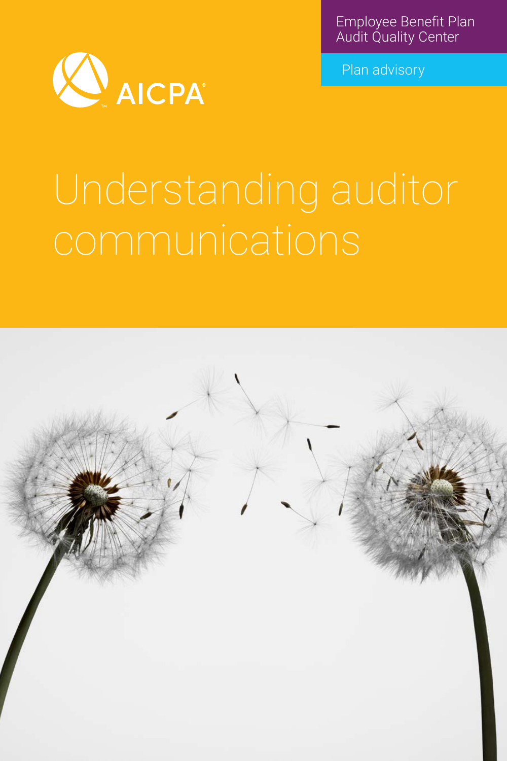Employee Benefit Plan Audit Quality Center

Plan advisory

AICPA

# Understanding auditor communications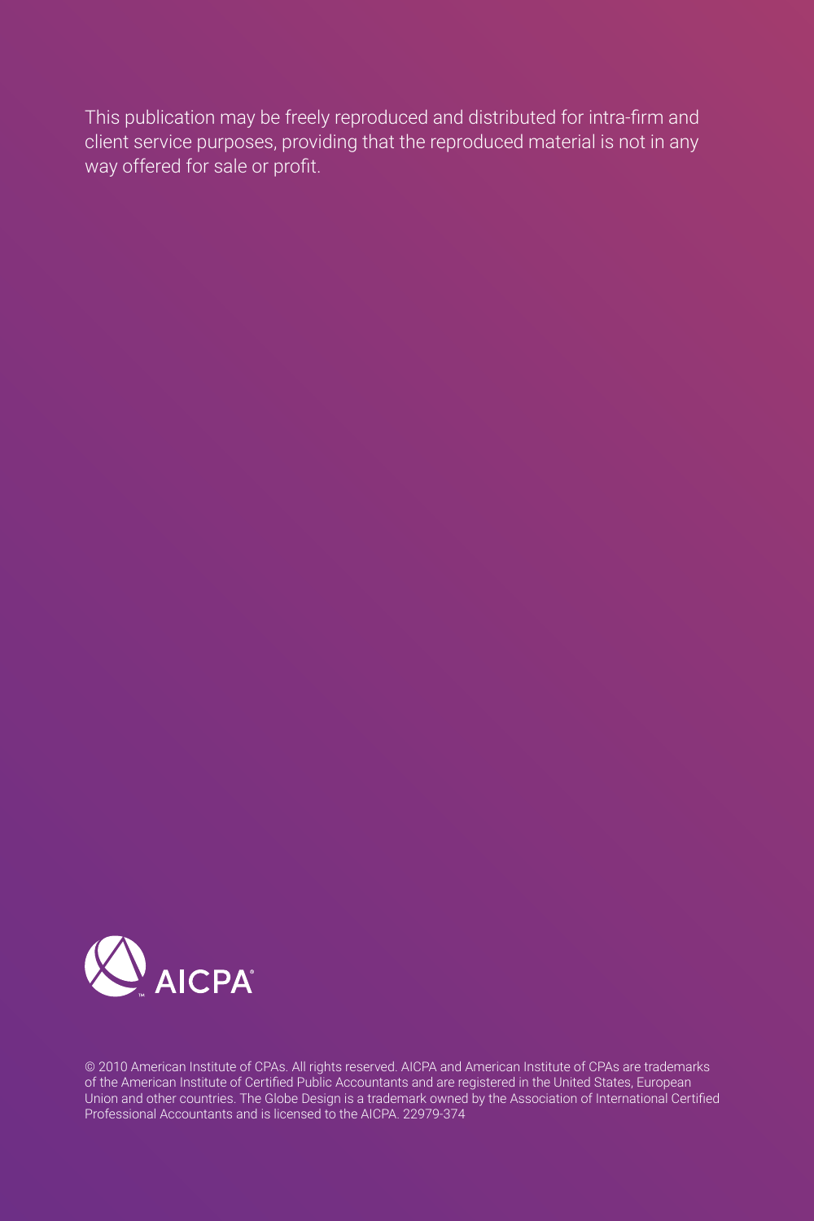This publication may be freely reproduced and distributed for intra-firm and client service purposes, providing that the reproduced material is not in any way offered for sale or profit.

AICPA

© 2010 American Institute of CPAs. All rights reserved. AICPA and American Institute of CPAs are trademarks of the American Institute of Certified Public Accountants and are registered in the United States, European Union and other countries. The Globe Design is a trademark owned by the Association of International Certified Professional Accountants and is licensed to the AICPA. 22979-374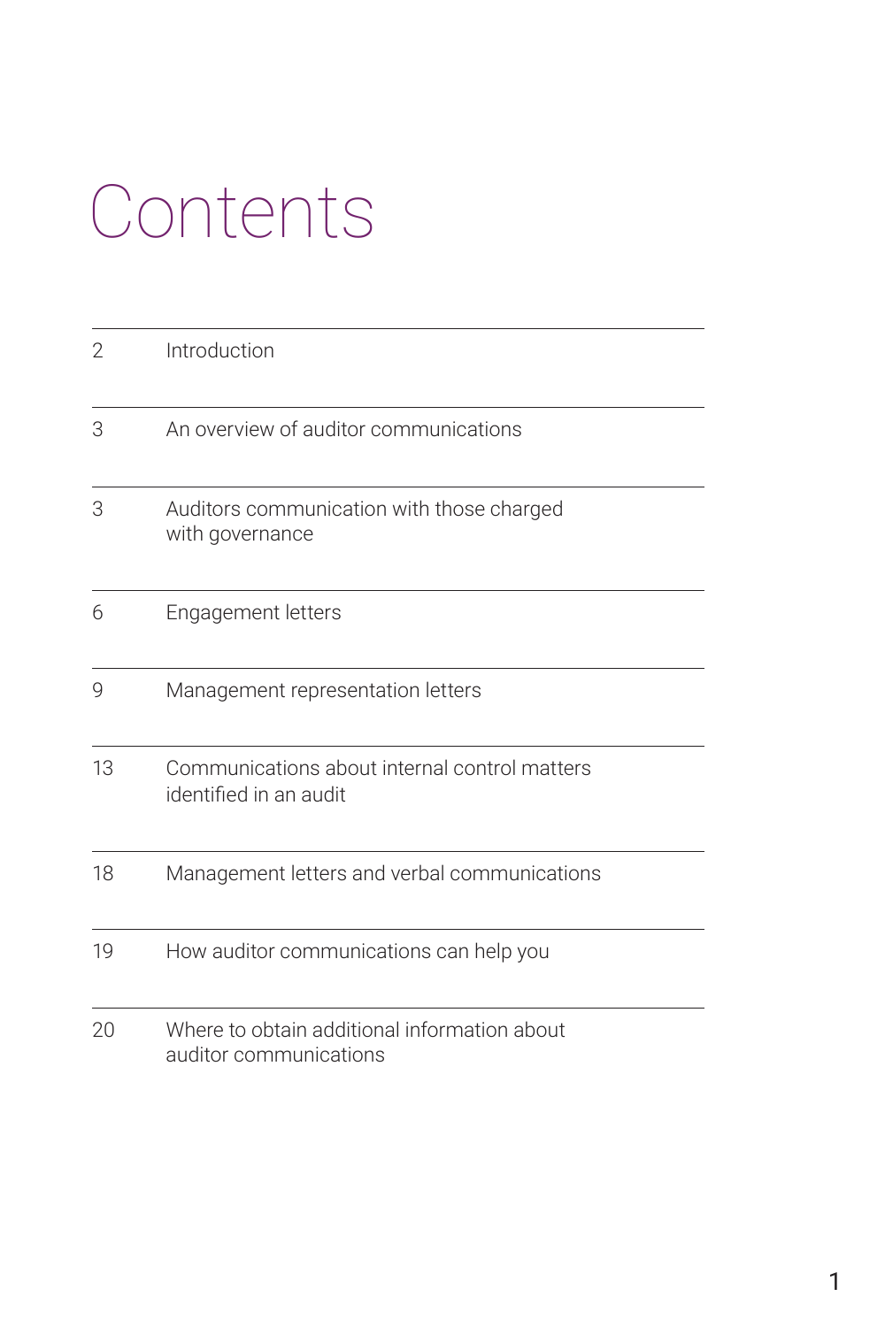# Contents

| | |
|---|---|
| 2 | Introduction |
| 3 | An overview of auditor communications |
| 3 | Auditors communication with those charged with governance |
| 6 | Engagement letters |
| 9 | Management representation letters |
| 13 | Communications about internal control matters identified in an audit |
| 18 | Management letters and verbal communications |
| 19 | How auditor communications can help you |
| 20 | Where to obtain additional information about auditor communications |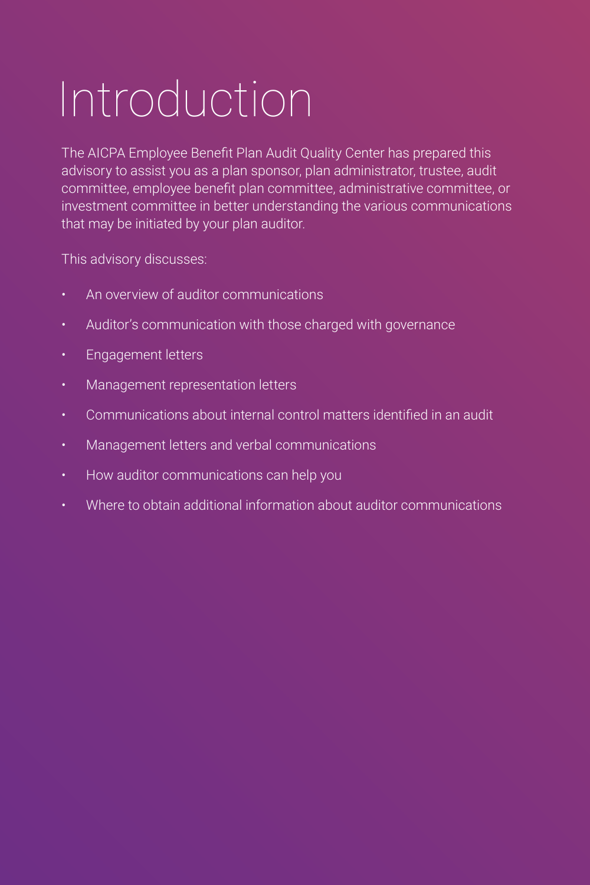# Introduction

The AICPA Employee Benefit Plan Audit Quality Center has prepared this advisory to assist you as a plan sponsor, plan administrator, trustee, audit committee, employee benefit plan committee, administrative committee, or investment committee in better understanding the various communications that may be initiated by your plan auditor.

This advisory discusses:

- An overview of auditor communications
- Auditor's communication with those charged with governance
- Engagement letters
- Management representation letters
- Communications about internal control matters identified in an audit
- Management letters and verbal communications
- How auditor communications can help you
- Where to obtain additional information about auditor communications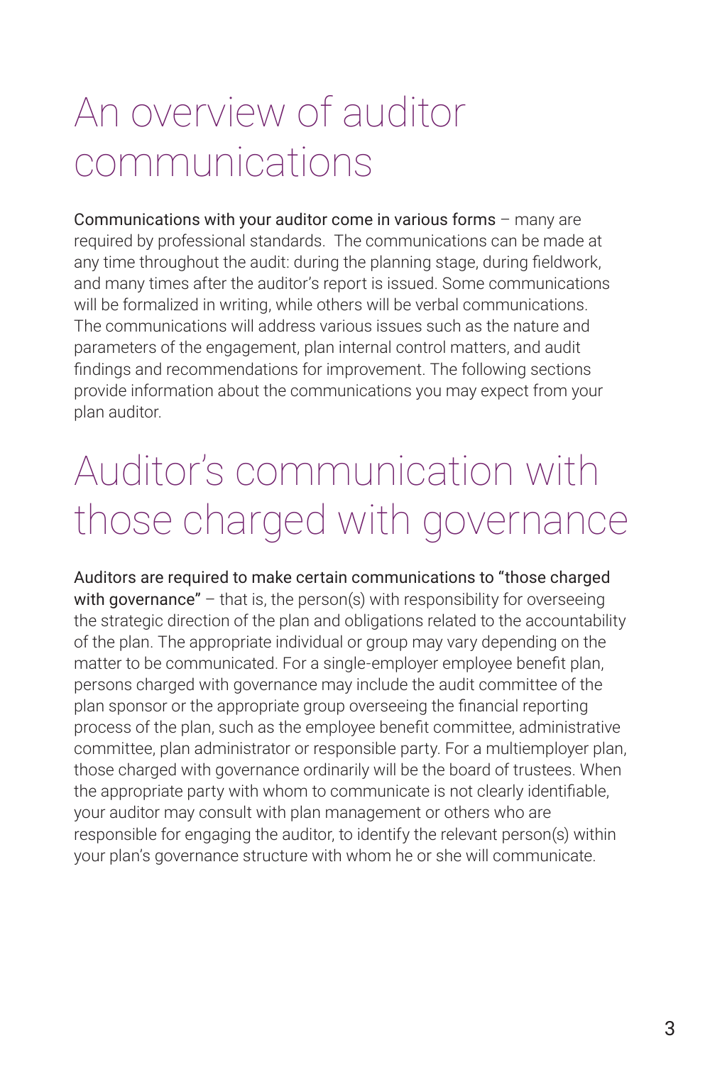# An overview of auditor communications

Communications with your auditor come in various forms – many are required by professional standards. The communications can be made at any time throughout the audit: during the planning stage, during fieldwork, and many times after the auditor's report is issued. Some communications will be formalized in writing, while others will be verbal communications. The communications will address various issues such as the nature and parameters of the engagement, plan internal control matters, and audit findings and recommendations for improvement. The following sections provide information about the communications you may expect from your plan auditor.

# Auditor's communication with those charged with governance

Auditors are required to make certain communications to "those charged with governance" – that is, the person(s) with responsibility for overseeing the strategic direction of the plan and obligations related to the accountability of the plan. The appropriate individual or group may vary depending on the matter to be communicated. For a single-employer employee benefit plan, persons charged with governance may include the audit committee of the plan sponsor or the appropriate group overseeing the financial reporting process of the plan, such as the employee benefit committee, administrative committee, plan administrator or responsible party. For a multiemployer plan, those charged with governance ordinarily will be the board of trustees. When the appropriate party with whom to communicate is not clearly identifiable, your auditor may consult with plan management or others who are responsible for engaging the auditor, to identify the relevant person(s) within your plan's governance structure with whom he or she will communicate.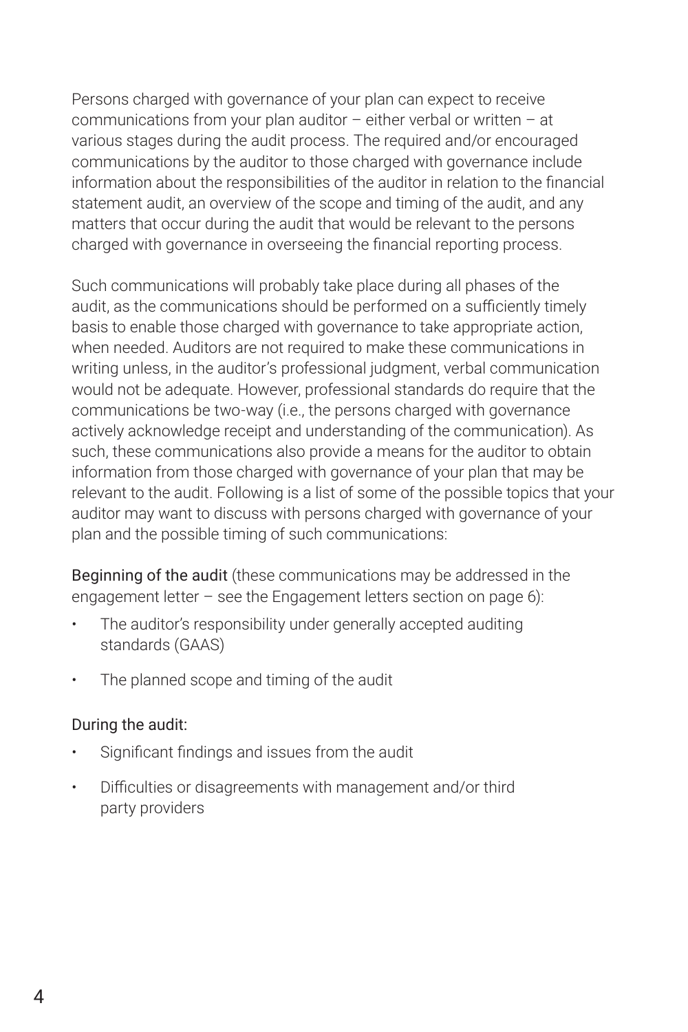Persons charged with governance of your plan can expect to receive communications from your plan auditor – either verbal or written – at various stages during the audit process. The required and/or encouraged communications by the auditor to those charged with governance include information about the responsibilities of the auditor in relation to the financial statement audit, an overview of the scope and timing of the audit, and any matters that occur during the audit that would be relevant to the persons charged with governance in overseeing the financial reporting process.

Such communications will probably take place during all phases of the audit, as the communications should be performed on a sufficiently timely basis to enable those charged with governance to take appropriate action, when needed. Auditors are not required to make these communications in writing unless, in the auditor's professional judgment, verbal communication would not be adequate. However, professional standards do require that the communications be two-way (i.e., the persons charged with governance actively acknowledge receipt and understanding of the communication). As such, these communications also provide a means for the auditor to obtain information from those charged with governance of your plan that may be relevant to the audit. Following is a list of some of the possible topics that your auditor may want to discuss with persons charged with governance of your plan and the possible timing of such communications:

Beginning of the audit (these communications may be addressed in the engagement letter – see the Engagement letters section on page 6):

- The auditor's responsibility under generally accepted auditing standards (GAAS)
- The planned scope and timing of the audit

During the audit:

- Significant findings and issues from the audit
- Difficulties or disagreements with management and/or third party providers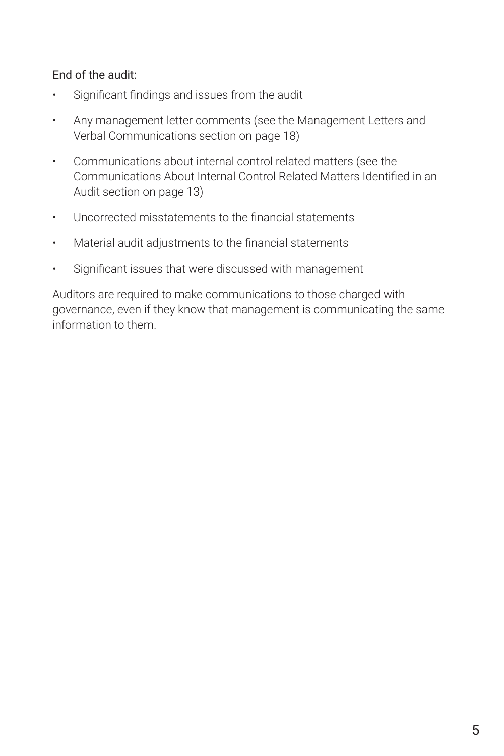End of the audit:

- Significant findings and issues from the audit
- Any management letter comments (see the Management Letters and Verbal Communications section on page 18)
- Communications about internal control related matters (see the Communications About Internal Control Related Matters Identified in an Audit section on page 13)
- Uncorrected misstatements to the financial statements
- Material audit adjustments to the financial statements
- Significant issues that were discussed with management

Auditors are required to make communications to those charged with governance, even if they know that management is communicating the same information to them.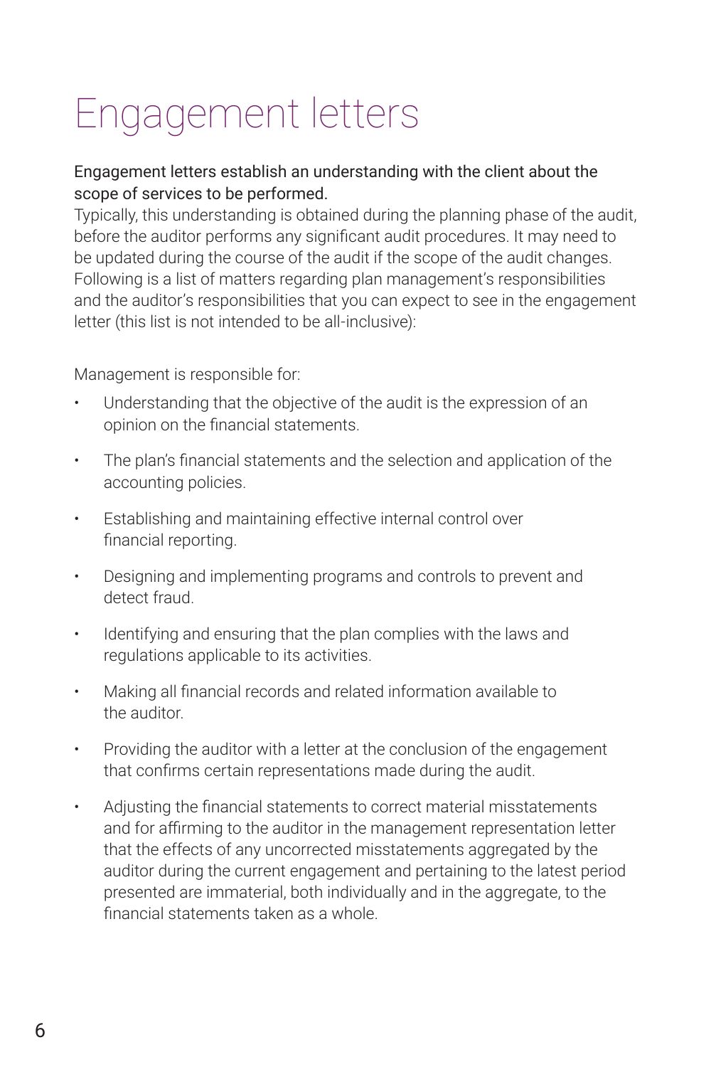# Engagement letters

Engagement letters establish an understanding with the client about the scope of services to be performed.

Typically, this understanding is obtained during the planning phase of the audit, before the auditor performs any significant audit procedures. It may need to be updated during the course of the audit if the scope of the audit changes. Following is a list of matters regarding plan management's responsibilities and the auditor's responsibilities that you can expect to see in the engagement letter (this list is not intended to be all-inclusive):

Management is responsible for:

- Understanding that the objective of the audit is the expression of an opinion on the financial statements.
- The plan's financial statements and the selection and application of the accounting policies.
- Establishing and maintaining effective internal control over financial reporting.
- Designing and implementing programs and controls to prevent and detect fraud.
- Identifying and ensuring that the plan complies with the laws and regulations applicable to its activities.
- Making all financial records and related information available to the auditor.
- Providing the auditor with a letter at the conclusion of the engagement that confirms certain representations made during the audit.
- Adjusting the financial statements to correct material misstatements and for affirming to the auditor in the management representation letter that the effects of any uncorrected misstatements aggregated by the auditor during the current engagement and pertaining to the latest period presented are immaterial, both individually and in the aggregate, to the financial statements taken as a whole.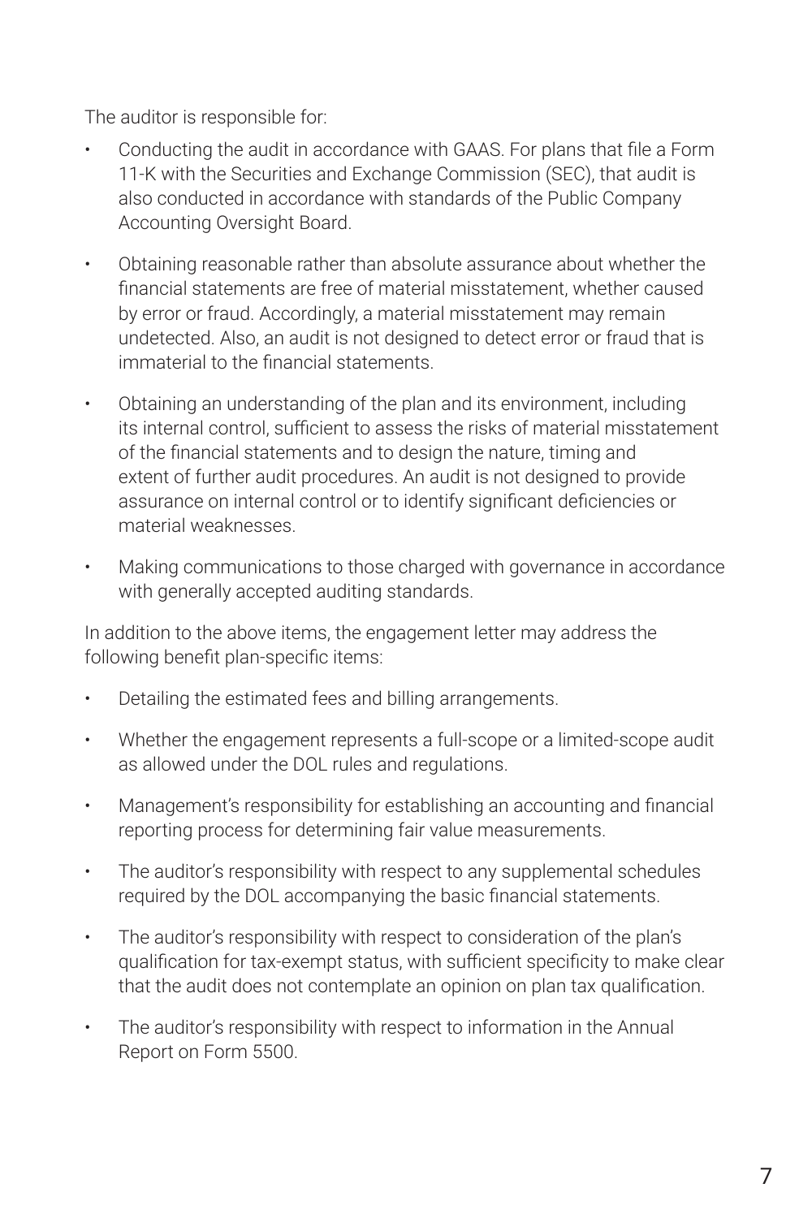The auditor is responsible for:

- Conducting the audit in accordance with GAAS. For plans that file a Form 11-K with the Securities and Exchange Commission (SEC), that audit is also conducted in accordance with standards of the Public Company Accounting Oversight Board.
- Obtaining reasonable rather than absolute assurance about whether the financial statements are free of material misstatement, whether caused by error or fraud. Accordingly, a material misstatement may remain undetected. Also, an audit is not designed to detect error or fraud that is immaterial to the financial statements.
- Obtaining an understanding of the plan and its environment, including its internal control, sufficient to assess the risks of material misstatement of the financial statements and to design the nature, timing and extent of further audit procedures. An audit is not designed to provide assurance on internal control or to identify significant deficiencies or material weaknesses.
- Making communications to those charged with governance in accordance with generally accepted auditing standards.

In addition to the above items, the engagement letter may address the following benefit plan-specific items:

- Detailing the estimated fees and billing arrangements.
- Whether the engagement represents a full-scope or a limited-scope audit as allowed under the DOL rules and regulations.
- Management's responsibility for establishing an accounting and financial reporting process for determining fair value measurements.
- The auditor's responsibility with respect to any supplemental schedules required by the DOL accompanying the basic financial statements.
- The auditor's responsibility with respect to consideration of the plan's qualification for tax-exempt status, with sufficient specificity to make clear that the audit does not contemplate an opinion on plan tax qualification.
- The auditor's responsibility with respect to information in the Annual Report on Form 5500.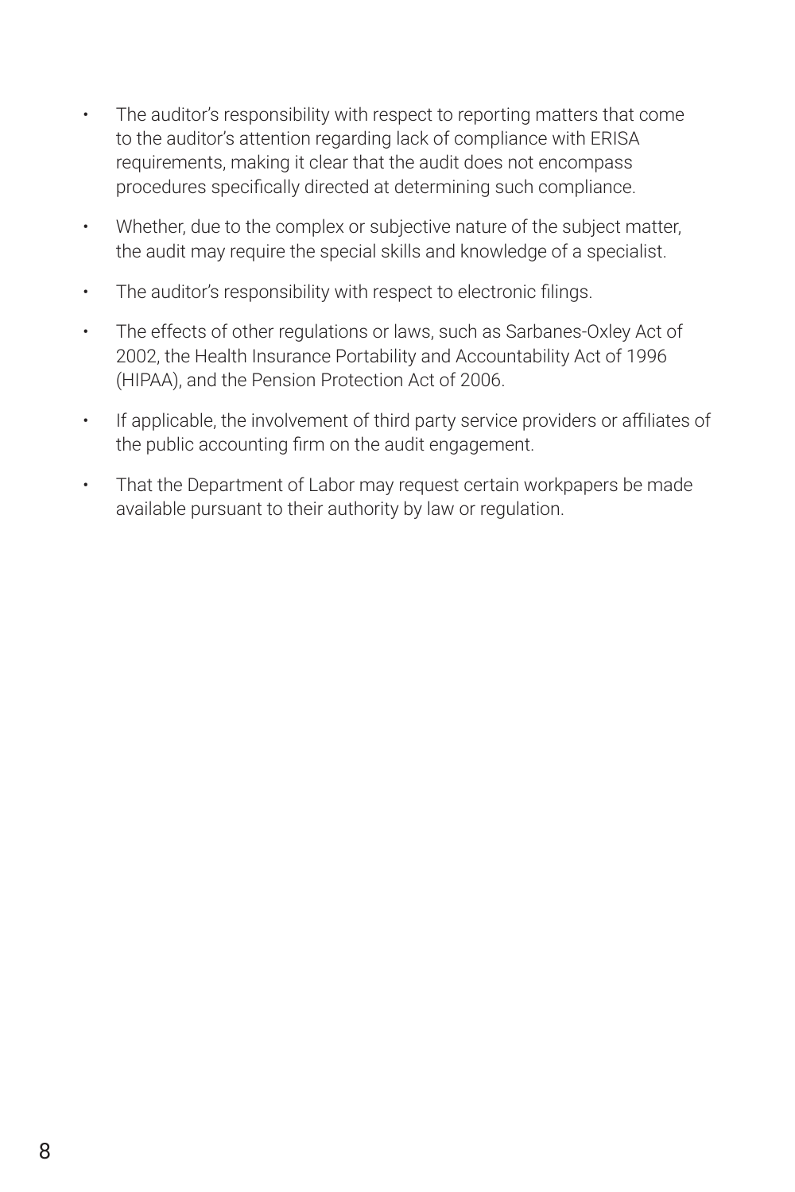- The auditor's responsibility with respect to reporting matters that come to the auditor's attention regarding lack of compliance with ERISA requirements, making it clear that the audit does not encompass procedures specifically directed at determining such compliance.
- Whether, due to the complex or subjective nature of the subject matter, the audit may require the special skills and knowledge of a specialist.
- The auditor's responsibility with respect to electronic filings.
- The effects of other regulations or laws, such as Sarbanes-Oxley Act of 2002, the Health Insurance Portability and Accountability Act of 1996 (HIPAA), and the Pension Protection Act of 2006.
- If applicable, the involvement of third party service providers or affiliates of the public accounting firm on the audit engagement.
- That the Department of Labor may request certain workpapers be made available pursuant to their authority by law or regulation.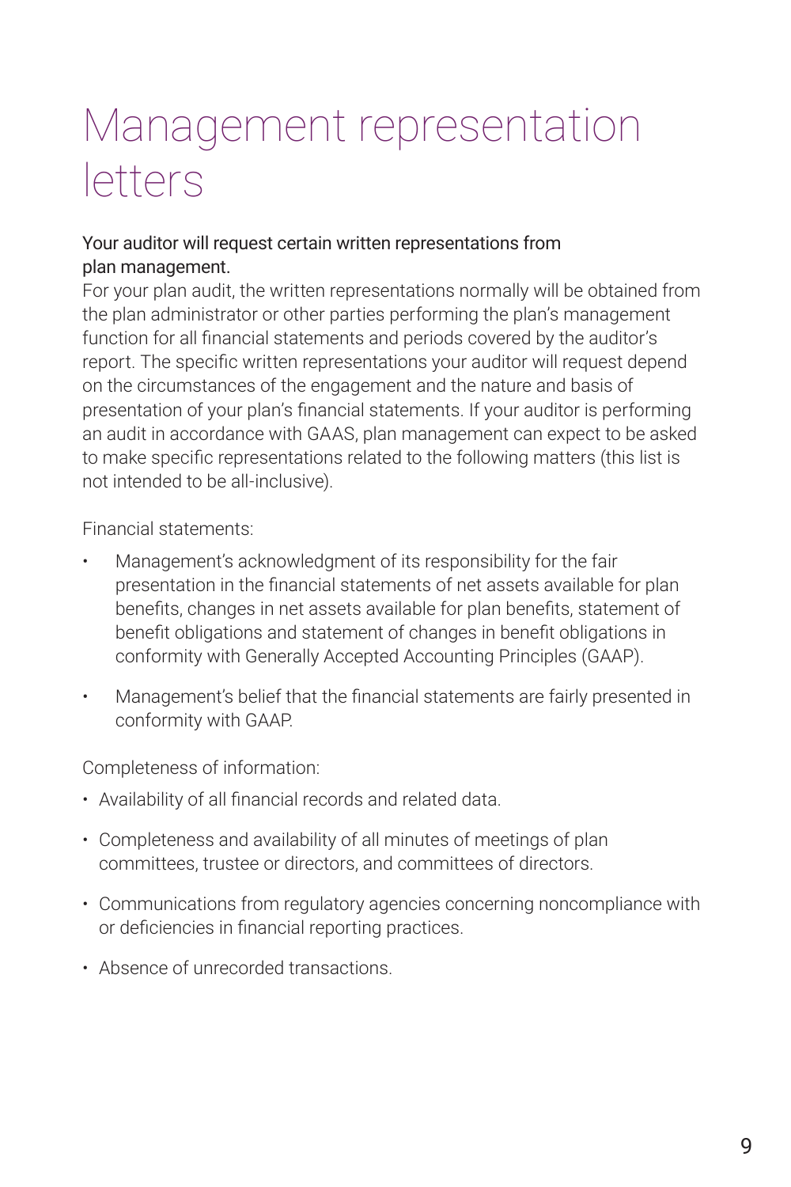# Management representation letters

Your auditor will request certain written representations from plan management.

For your plan audit, the written representations normally will be obtained from the plan administrator or other parties performing the plan's management function for all financial statements and periods covered by the auditor's report. The specific written representations your auditor will request depend on the circumstances of the engagement and the nature and basis of presentation of your plan's financial statements. If your auditor is performing an audit in accordance with GAAS, plan management can expect to be asked to make specific representations related to the following matters (this list is not intended to be all-inclusive).

Financial statements:

- Management's acknowledgment of its responsibility for the fair presentation in the financial statements of net assets available for plan benefits, changes in net assets available for plan benefits, statement of benefit obligations and statement of changes in benefit obligations in conformity with Generally Accepted Accounting Principles (GAAP).
- Management's belief that the financial statements are fairly presented in conformity with GAAP.

Completeness of information:

- Availability of all financial records and related data.
- Completeness and availability of all minutes of meetings of plan committees, trustee or directors, and committees of directors.
- Communications from regulatory agencies concerning noncompliance with or deficiencies in financial reporting practices.
- Absence of unrecorded transactions.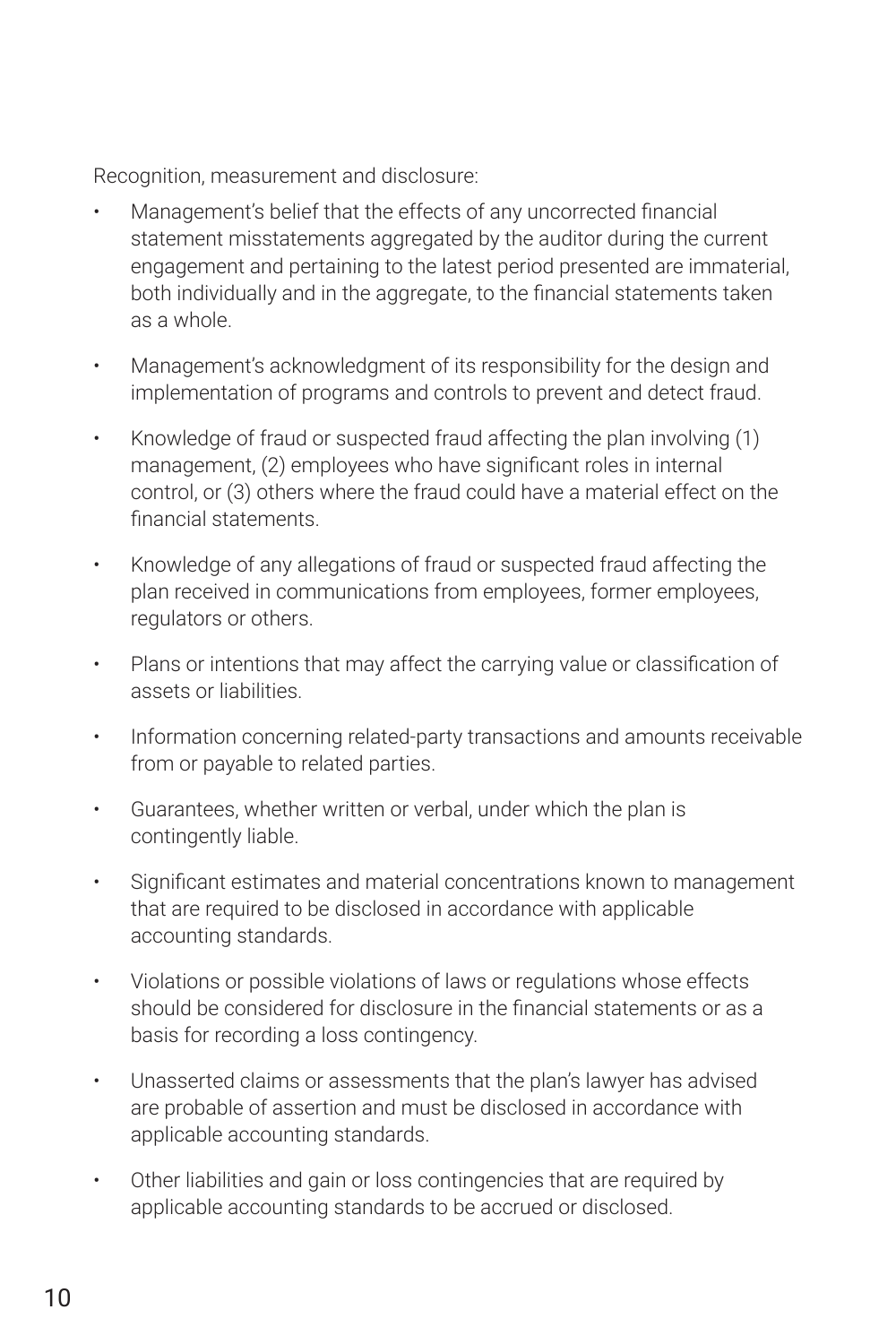Recognition, measurement and disclosure:

- Management's belief that the effects of any uncorrected financial statement misstatements aggregated by the auditor during the current engagement and pertaining to the latest period presented are immaterial, both individually and in the aggregate, to the financial statements taken as a whole.
- Management's acknowledgment of its responsibility for the design and implementation of programs and controls to prevent and detect fraud.
- Knowledge of fraud or suspected fraud affecting the plan involving (1) management, (2) employees who have significant roles in internal control, or (3) others where the fraud could have a material effect on the financial statements.
- Knowledge of any allegations of fraud or suspected fraud affecting the plan received in communications from employees, former employees, regulators or others.
- Plans or intentions that may affect the carrying value or classification of assets or liabilities.
- Information concerning related-party transactions and amounts receivable from or payable to related parties.
- Guarantees, whether written or verbal, under which the plan is contingently liable.
- Significant estimates and material concentrations known to management that are required to be disclosed in accordance with applicable accounting standards.
- Violations or possible violations of laws or regulations whose effects should be considered for disclosure in the financial statements or as a basis for recording a loss contingency.
- Unasserted claims or assessments that the plan's lawyer has advised are probable of assertion and must be disclosed in accordance with applicable accounting standards.
- Other liabilities and gain or loss contingencies that are required by applicable accounting standards to be accrued or disclosed.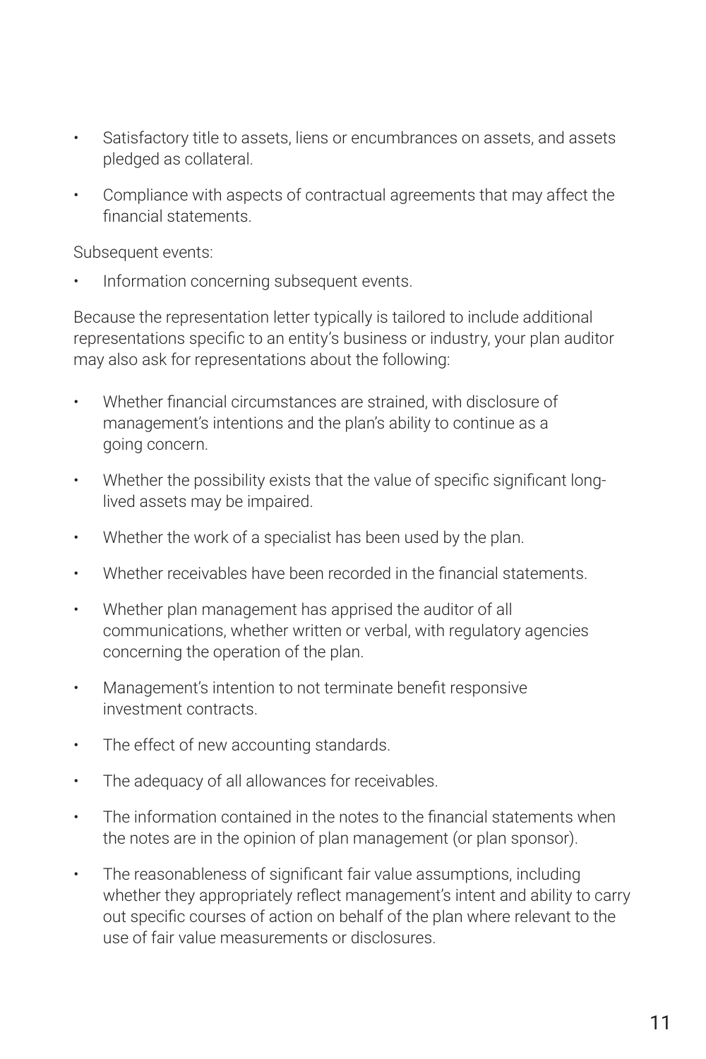- Satisfactory title to assets, liens or encumbrances on assets, and assets pledged as collateral.
- Compliance with aspects of contractual agreements that may affect the financial statements.

Subsequent events:

- Information concerning subsequent events.

Because the representation letter typically is tailored to include additional representations specific to an entity's business or industry, your plan auditor may also ask for representations about the following:

- Whether financial circumstances are strained, with disclosure of management's intentions and the plan's ability to continue as a going concern.
- Whether the possibility exists that the value of specific significant long-lived assets may be impaired.
- Whether the work of a specialist has been used by the plan.
- Whether receivables have been recorded in the financial statements.
- Whether plan management has apprised the auditor of all communications, whether written or verbal, with regulatory agencies concerning the operation of the plan.
- Management's intention to not terminate benefit responsive investment contracts.
- The effect of new accounting standards.
- The adequacy of all allowances for receivables.
- The information contained in the notes to the financial statements when the notes are in the opinion of plan management (or plan sponsor).
- The reasonableness of significant fair value assumptions, including whether they appropriately reflect management's intent and ability to carry out specific courses of action on behalf of the plan where relevant to the use of fair value measurements or disclosures.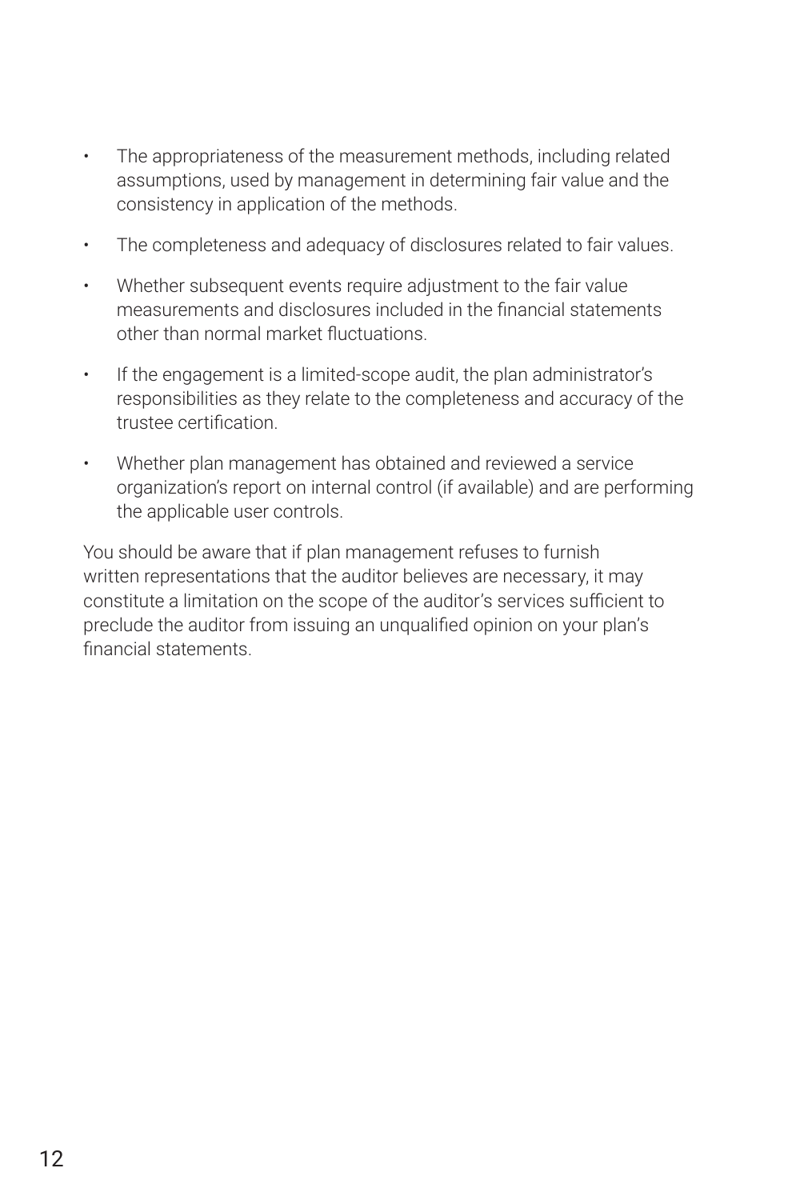- The appropriateness of the measurement methods, including related assumptions, used by management in determining fair value and the consistency in application of the methods.
- The completeness and adequacy of disclosures related to fair values.
- Whether subsequent events require adjustment to the fair value measurements and disclosures included in the financial statements other than normal market fluctuations.
- If the engagement is a limited-scope audit, the plan administrator's responsibilities as they relate to the completeness and accuracy of the trustee certification.
- Whether plan management has obtained and reviewed a service organization's report on internal control (if available) and are performing the applicable user controls.

You should be aware that if plan management refuses to furnish written representations that the auditor believes are necessary, it may constitute a limitation on the scope of the auditor's services sufficient to preclude the auditor from issuing an unqualified opinion on your plan's financial statements.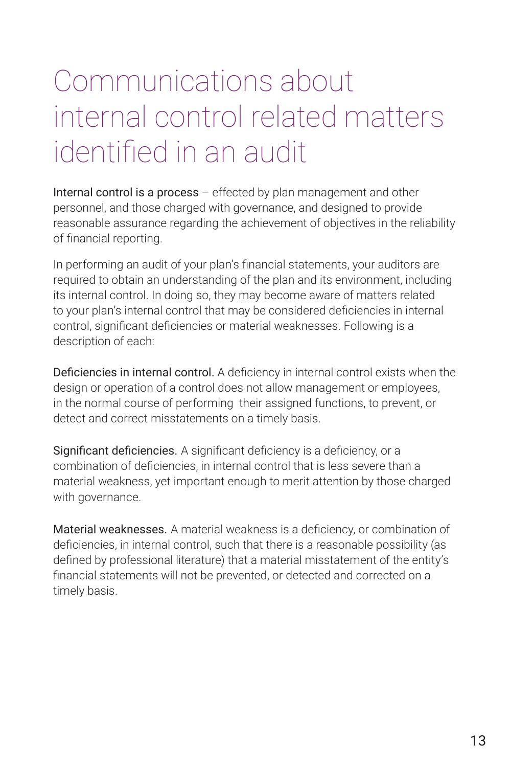# Communications about internal control related matters identified in an audit

Internal control is a process – effected by plan management and other personnel, and those charged with governance, and designed to provide reasonable assurance regarding the achievement of objectives in the reliability of financial reporting.

In performing an audit of your plan's financial statements, your auditors are required to obtain an understanding of the plan and its environment, including its internal control. In doing so, they may become aware of matters related to your plan's internal control that may be considered deficiencies in internal control, significant deficiencies or material weaknesses. Following is a description of each:

Deficiencies in internal control. A deficiency in internal control exists when the design or operation of a control does not allow management or employees, in the normal course of performing their assigned functions, to prevent, or detect and correct misstatements on a timely basis.

Significant deficiencies. A significant deficiency is a deficiency, or a combination of deficiencies, in internal control that is less severe than a material weakness, yet important enough to merit attention by those charged with governance.

Material weaknesses. A material weakness is a deficiency, or combination of deficiencies, in internal control, such that there is a reasonable possibility (as defined by professional literature) that a material misstatement of the entity's financial statements will not be prevented, or detected and corrected on a timely basis.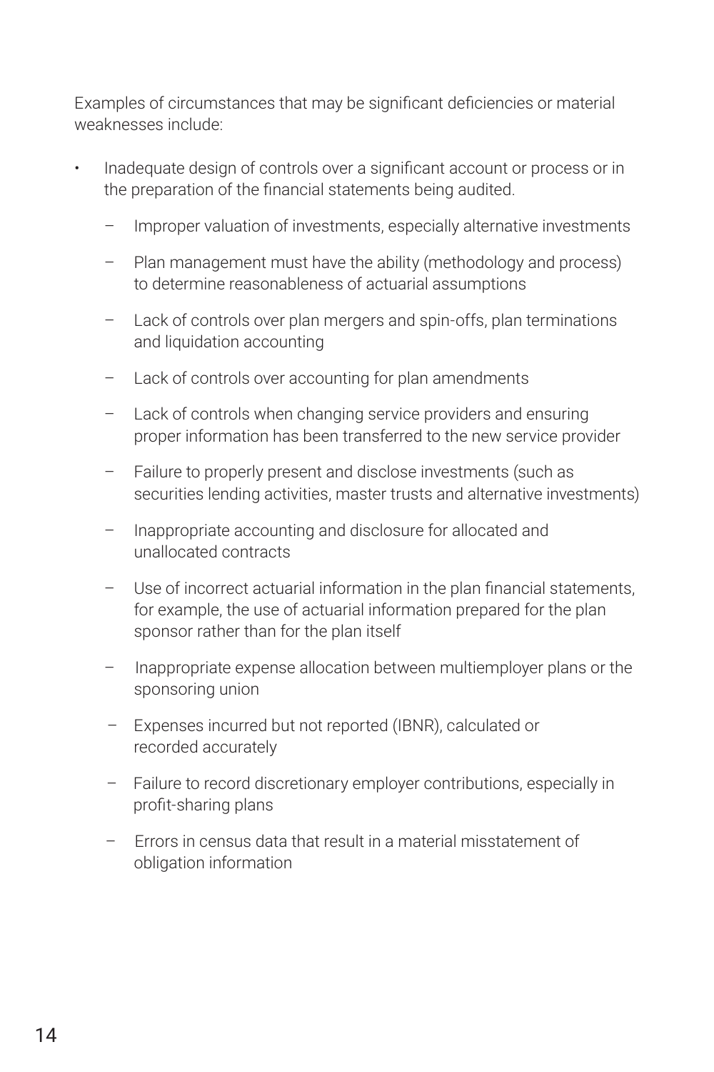Examples of circumstances that may be significant deficiencies or material weaknesses include:

- Inadequate design of controls over a significant account or process or in the preparation of the financial statements being audited.
  - Improper valuation of investments, especially alternative investments
  - Plan management must have the ability (methodology and process) to determine reasonableness of actuarial assumptions
  - Lack of controls over plan mergers and spin-offs, plan terminations and liquidation accounting
  - Lack of controls over accounting for plan amendments
  - Lack of controls when changing service providers and ensuring proper information has been transferred to the new service provider
  - Failure to properly present and disclose investments (such as securities lending activities, master trusts and alternative investments)
  - Inappropriate accounting and disclosure for allocated and unallocated contracts
  - Use of incorrect actuarial information in the plan financial statements, for example, the use of actuarial information prepared for the plan sponsor rather than for the plan itself
  - Inappropriate expense allocation between multiemployer plans or the sponsoring union
  - Expenses incurred but not reported (IBNR), calculated or recorded accurately
  - Failure to record discretionary employer contributions, especially in profit-sharing plans
  - Errors in census data that result in a material misstatement of obligation information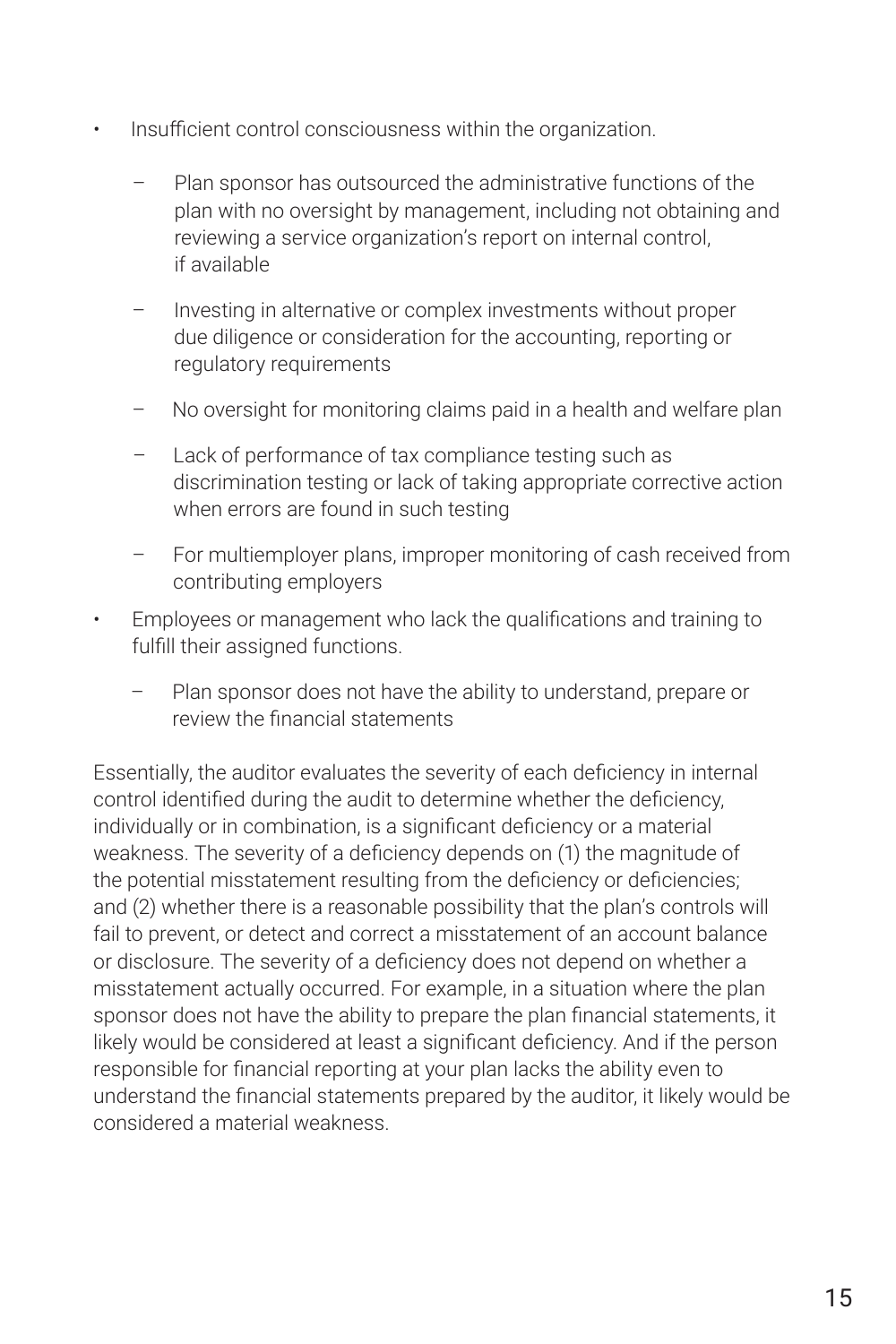- Insufficient control consciousness within the organization.
  - Plan sponsor has outsourced the administrative functions of the plan with no oversight by management, including not obtaining and reviewing a service organization's report on internal control, if available
  - Investing in alternative or complex investments without proper due diligence or consideration for the accounting, reporting or regulatory requirements
  - No oversight for monitoring claims paid in a health and welfare plan
  - Lack of performance of tax compliance testing such as discrimination testing or lack of taking appropriate corrective action when errors are found in such testing
  - For multiemployer plans, improper monitoring of cash received from contributing employers
- Employees or management who lack the qualifications and training to fulfill their assigned functions.
  - Plan sponsor does not have the ability to understand, prepare or review the financial statements

Essentially, the auditor evaluates the severity of each deficiency in internal control identified during the audit to determine whether the deficiency, individually or in combination, is a significant deficiency or a material weakness. The severity of a deficiency depends on (1) the magnitude of the potential misstatement resulting from the deficiency or deficiencies; and (2) whether there is a reasonable possibility that the plan's controls will fail to prevent, or detect and correct a misstatement of an account balance or disclosure. The severity of a deficiency does not depend on whether a misstatement actually occurred. For example, in a situation where the plan sponsor does not have the ability to prepare the plan financial statements, it likely would be considered at least a significant deficiency. And if the person responsible for financial reporting at your plan lacks the ability even to understand the financial statements prepared by the auditor, it likely would be considered a material weakness.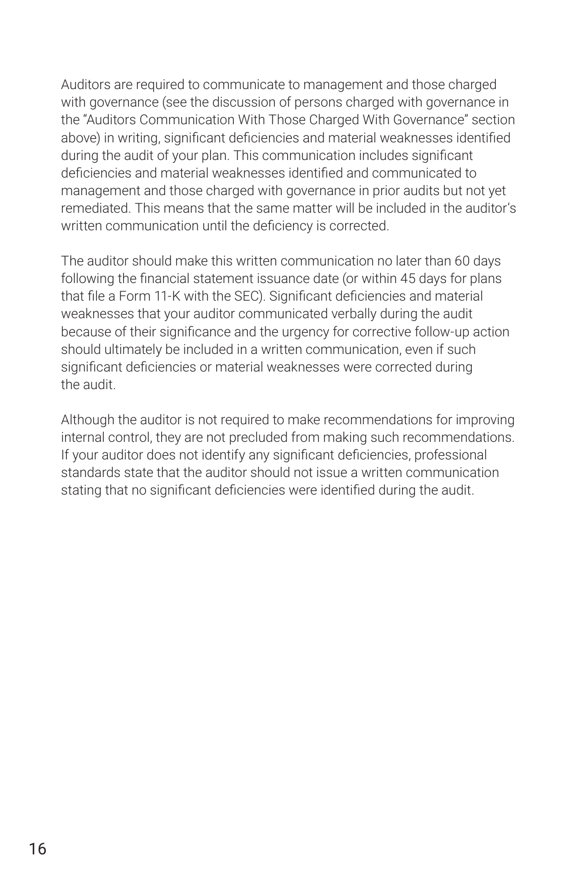Auditors are required to communicate to management and those charged with governance (see the discussion of persons charged with governance in the "Auditors Communication With Those Charged With Governance" section above) in writing, significant deficiencies and material weaknesses identified during the audit of your plan. This communication includes significant deficiencies and material weaknesses identified and communicated to management and those charged with governance in prior audits but not yet remediated. This means that the same matter will be included in the auditor's written communication until the deficiency is corrected.

The auditor should make this written communication no later than 60 days following the financial statement issuance date (or within 45 days for plans that file a Form 11-K with the SEC). Significant deficiencies and material weaknesses that your auditor communicated verbally during the audit because of their significance and the urgency for corrective follow-up action should ultimately be included in a written communication, even if such significant deficiencies or material weaknesses were corrected during the audit.

Although the auditor is not required to make recommendations for improving internal control, they are not precluded from making such recommendations. If your auditor does not identify any significant deficiencies, professional standards state that the auditor should not issue a written communication stating that no significant deficiencies were identified during the audit.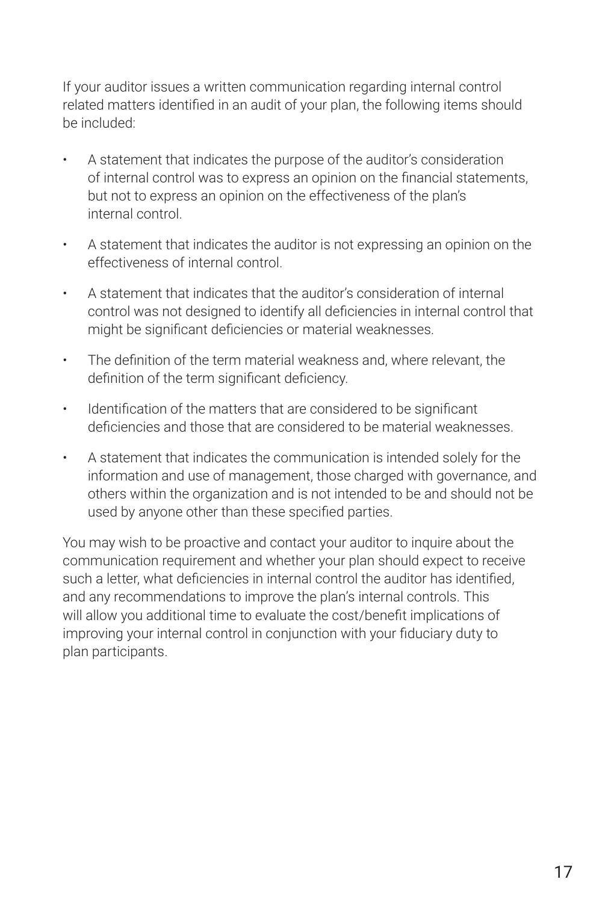If your auditor issues a written communication regarding internal control related matters identified in an audit of your plan, the following items should be included:

- A statement that indicates the purpose of the auditor's consideration of internal control was to express an opinion on the financial statements, but not to express an opinion on the effectiveness of the plan's internal control.
- A statement that indicates the auditor is not expressing an opinion on the effectiveness of internal control.
- A statement that indicates that the auditor's consideration of internal control was not designed to identify all deficiencies in internal control that might be significant deficiencies or material weaknesses.
- The definition of the term material weakness and, where relevant, the definition of the term significant deficiency.
- Identification of the matters that are considered to be significant deficiencies and those that are considered to be material weaknesses.
- A statement that indicates the communication is intended solely for the information and use of management, those charged with governance, and others within the organization and is not intended to be and should not be used by anyone other than these specified parties.

You may wish to be proactive and contact your auditor to inquire about the communication requirement and whether your plan should expect to receive such a letter, what deficiencies in internal control the auditor has identified, and any recommendations to improve the plan's internal controls. This will allow you additional time to evaluate the cost/benefit implications of improving your internal control in conjunction with your fiduciary duty to plan participants.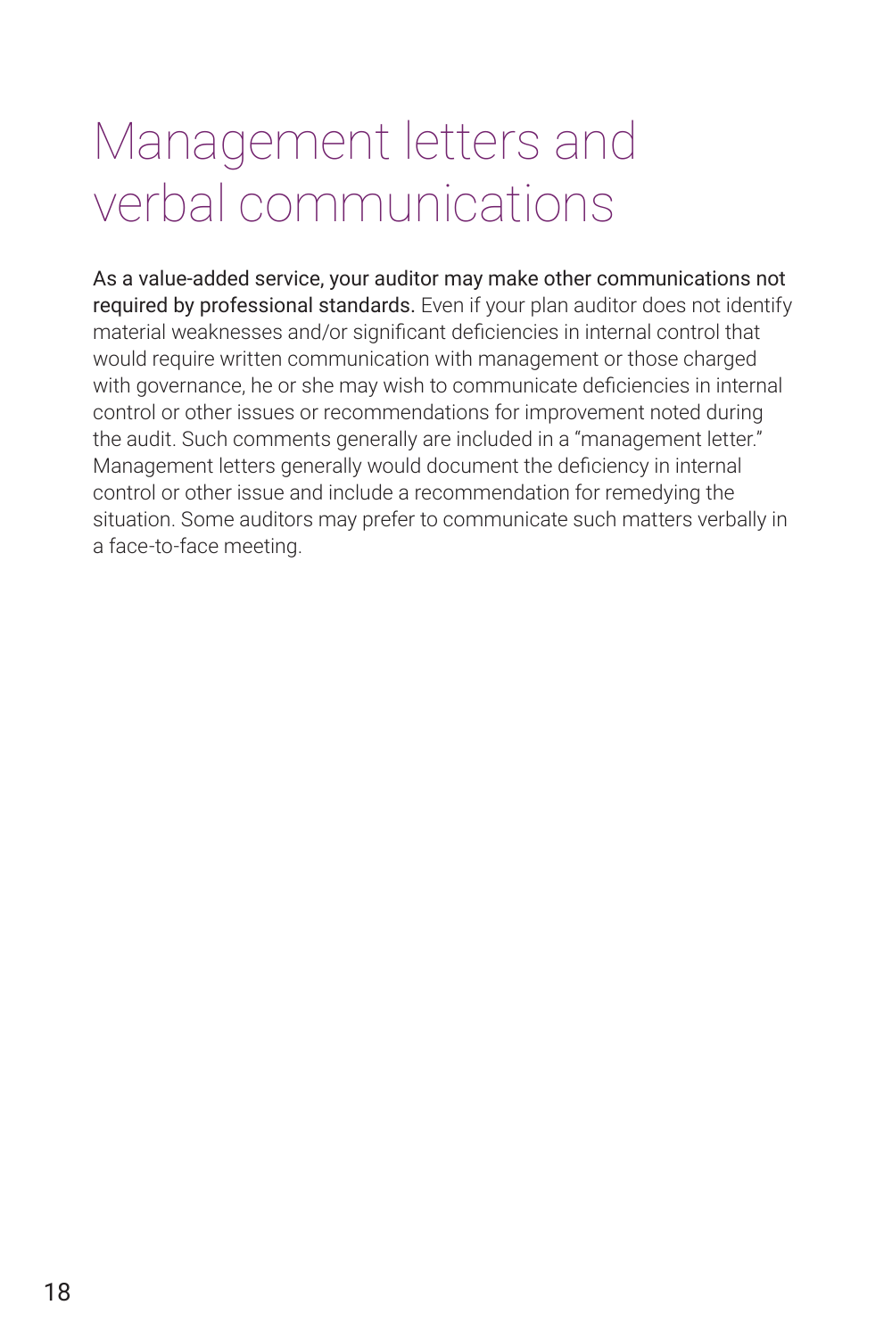# Management letters and verbal communications

**As a value-added service, your auditor may make other communications not required by professional standards.** Even if your plan auditor does not identify material weaknesses and/or significant deficiencies in internal control that would require written communication with management or those charged with governance, he or she may wish to communicate deficiencies in internal control or other issues or recommendations for improvement noted during the audit. Such comments generally are included in a "management letter." Management letters generally would document the deficiency in internal control or other issue and include a recommendation for remedying the situation. Some auditors may prefer to communicate such matters verbally in a face-to-face meeting.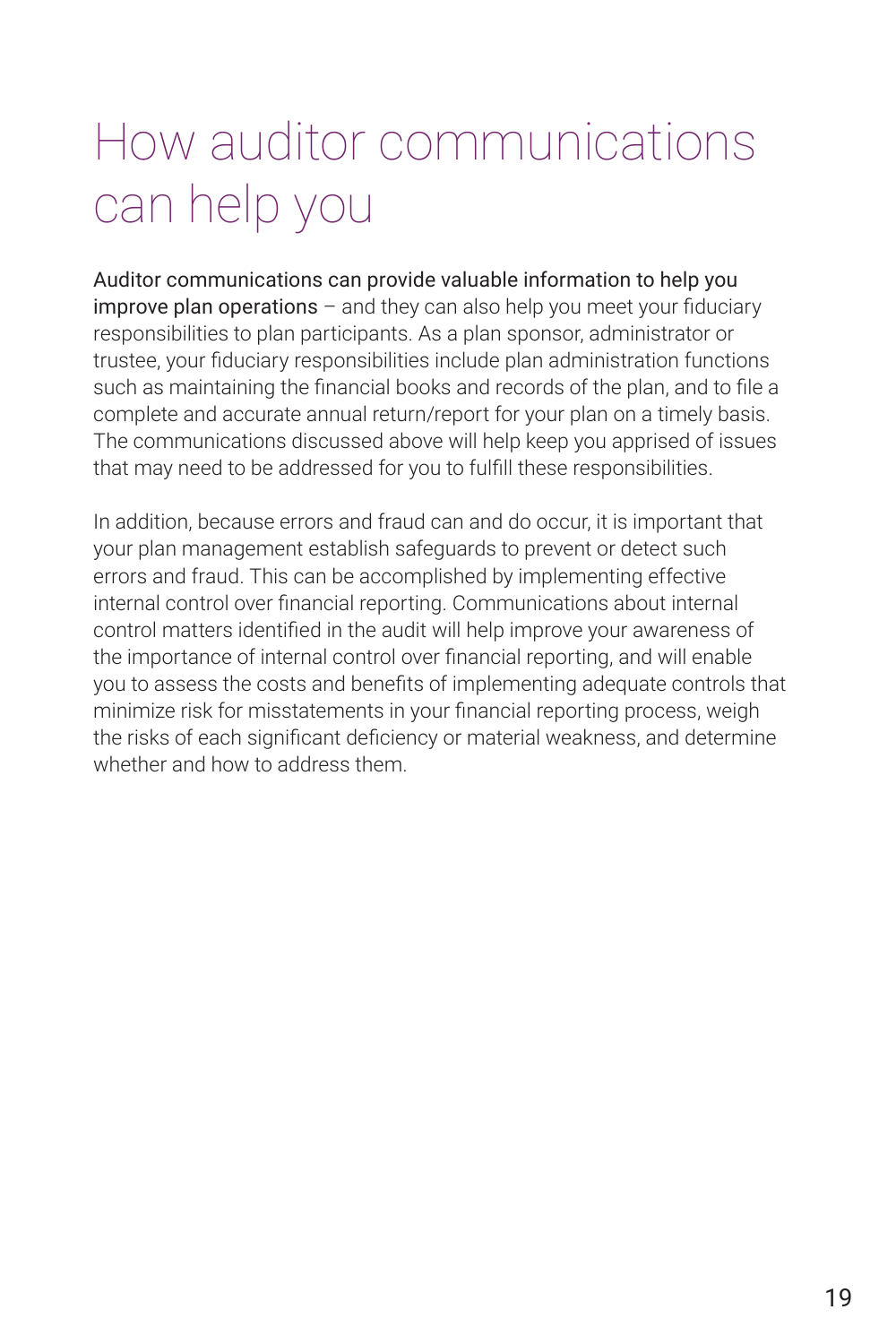# How auditor communications can help you

**Auditor communications can provide valuable information to help you improve plan operations** – and they can also help you meet your fiduciary responsibilities to plan participants. As a plan sponsor, administrator or trustee, your fiduciary responsibilities include plan administration functions such as maintaining the financial books and records of the plan, and to file a complete and accurate annual return/report for your plan on a timely basis. The communications discussed above will help keep you apprised of issues that may need to be addressed for you to fulfill these responsibilities.

In addition, because errors and fraud can and do occur, it is important that your plan management establish safeguards to prevent or detect such errors and fraud. This can be accomplished by implementing effective internal control over financial reporting. Communications about internal control matters identified in the audit will help improve your awareness of the importance of internal control over financial reporting, and will enable you to assess the costs and benefits of implementing adequate controls that minimize risk for misstatements in your financial reporting process, weigh the risks of each significant deficiency or material weakness, and determine whether and how to address them.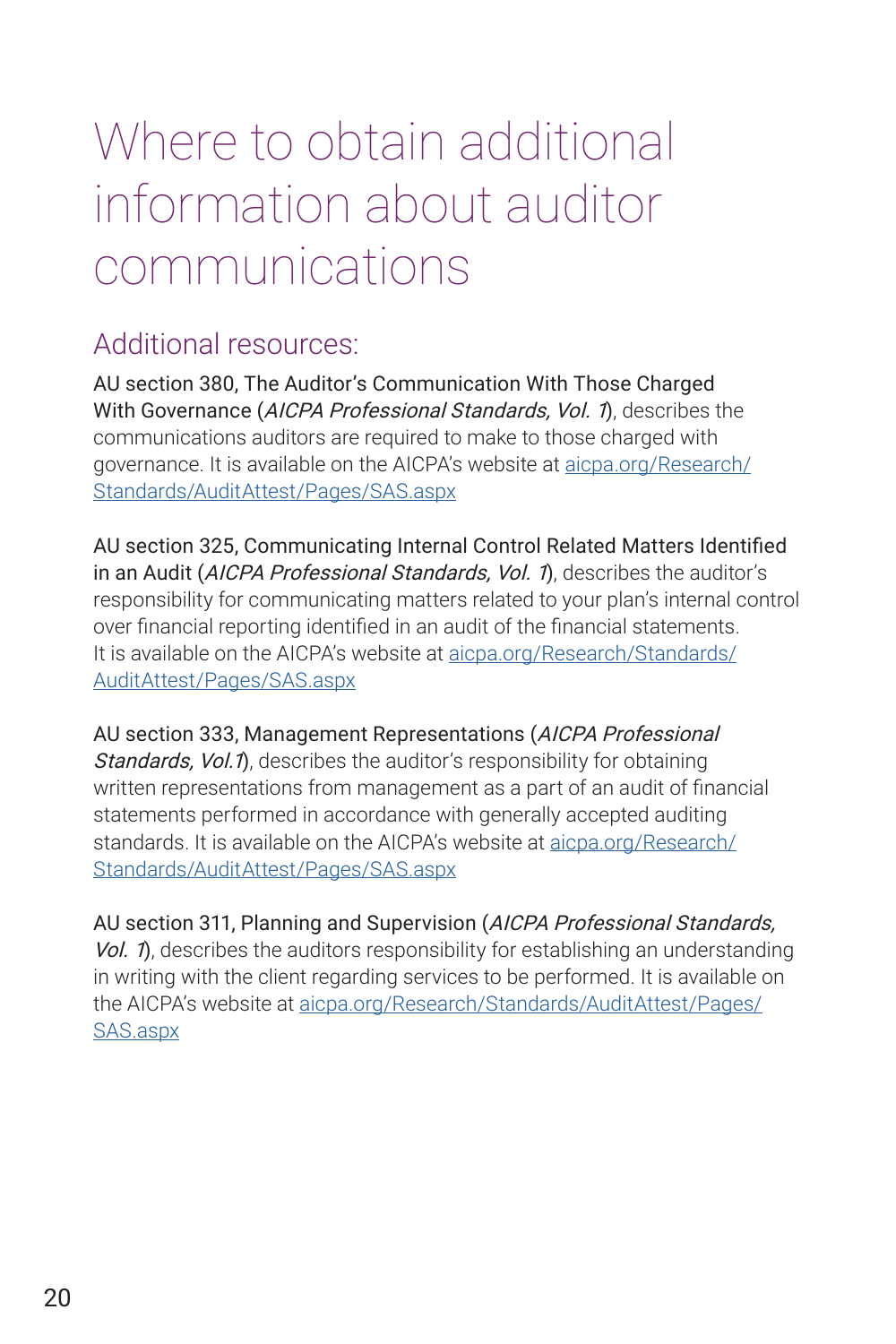# Where to obtain additional information about auditor communications

## Additional resources:

AU section 380, The Auditor's Communication With Those Charged With Governance (*AICPA Professional Standards, Vol. 1*), describes the communications auditors are required to make to those charged with governance. It is available on the AICPA's website at [aicpa.org/Research/Standards/AuditAttest/Pages/SAS.aspx](aicpa.org/Research/Standards/AuditAttest/Pages/SAS.aspx)

AU section 325, Communicating Internal Control Related Matters Identified in an Audit (*AICPA Professional Standards, Vol. 1*), describes the auditor's responsibility for communicating matters related to your plan's internal control over financial reporting identified in an audit of the financial statements. It is available on the AICPA's website at [aicpa.org/Research/Standards/AuditAttest/Pages/SAS.aspx](aicpa.org/Research/Standards/AuditAttest/Pages/SAS.aspx)

AU section 333, Management Representations (*AICPA Professional Standards, Vol.1*), describes the auditor's responsibility for obtaining written representations from management as a part of an audit of financial statements performed in accordance with generally accepted auditing standards. It is available on the AICPA's website at [aicpa.org/Research/Standards/AuditAttest/Pages/SAS.aspx](aicpa.org/Research/Standards/AuditAttest/Pages/SAS.aspx)

AU section 311, Planning and Supervision (*AICPA Professional Standards, Vol. 1*), describes the auditors responsibility for establishing an understanding in writing with the client regarding services to be performed. It is available on the AICPA's website at [aicpa.org/Research/Standards/AuditAttest/Pages/SAS.aspx](aicpa.org/Research/Standards/AuditAttest/Pages/SAS.aspx)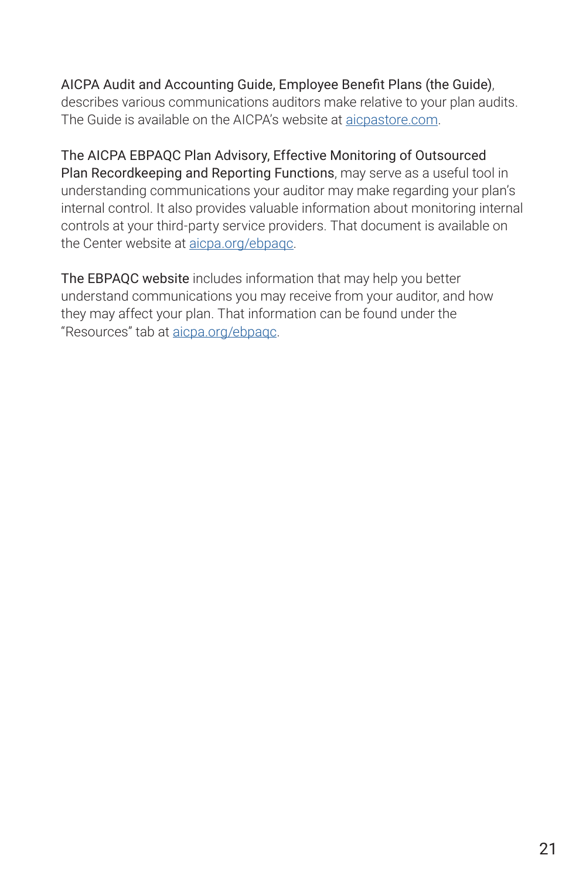AICPA Audit and Accounting Guide, Employee Benefit Plans (the Guide), describes various communications auditors make relative to your plan audits. The Guide is available on the AICPA's website at aicpastore.com.

The AICPA EBPAQC Plan Advisory, Effective Monitoring of Outsourced Plan Recordkeeping and Reporting Functions, may serve as a useful tool in understanding communications your auditor may make regarding your plan's internal control. It also provides valuable information about monitoring internal controls at your third-party service providers. That document is available on the Center website at aicpa.org/ebpaqc.

The EBPAQC website includes information that may help you better understand communications you may receive from your auditor, and how they may affect your plan. That information can be found under the "Resources" tab at aicpa.org/ebpaqc.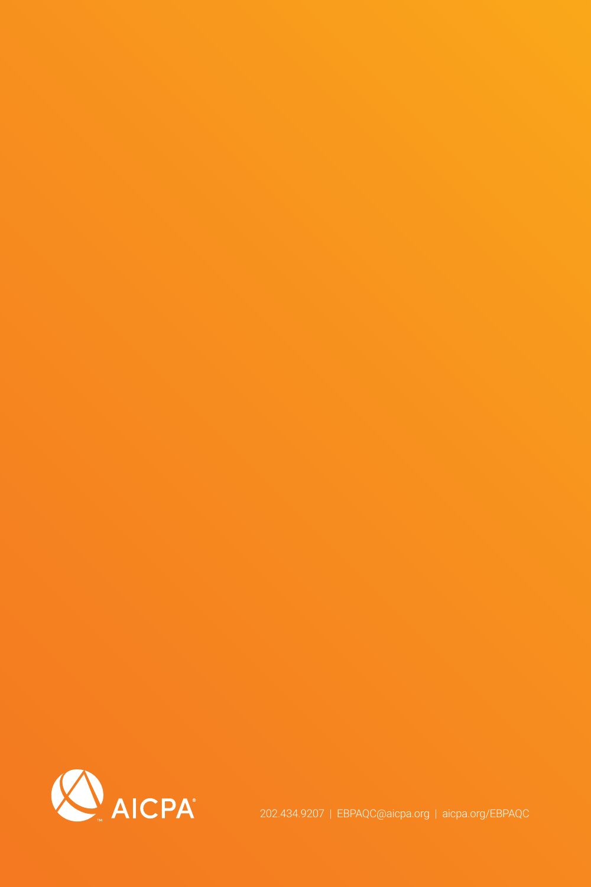AICPA

202.434.9207 | EBPAQC@aicpa.org | aicpa.org/EBPAQC